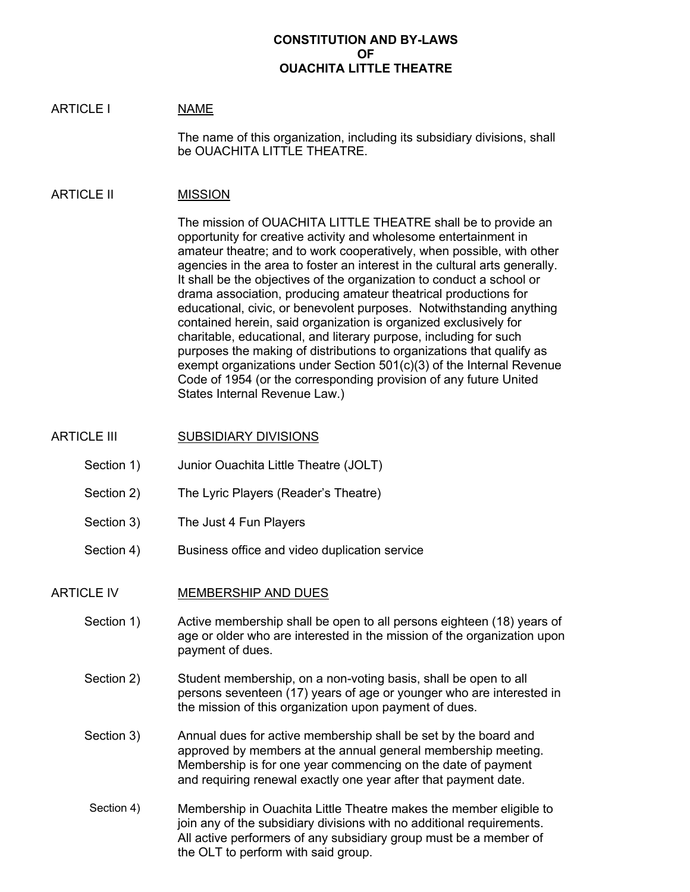# CONSTITUTION AND BY-LAWS OF OUACHITA LITTLE THEATRE

## ARTICLE I — NAME

The name of this organization, including its subsidiary divisions, shall be OUACHITA LITTLE THEATRE.

## ARTICLE II — MISSION

The mission of OUACHITA LITTLE THEATRE shall be to provide an opportunity for creative activity and wholesome entertainment in amateur theatre; and to work cooperatively, when possible, with other agencies in the area to foster an interest in the cultural arts generally. It shall be the objectives of the organization to conduct a school or drama association, producing amateur theatrical productions for educational, civic, or benevolent purposes. Notwithstanding anything contained herein, said organization is organized exclusively for charitable, educational, and literary purpose, including for such purposes the making of distributions to organizations that qualify as exempt organizations under Section 501(c)(3) of the Internal Revenue Code of 1954 (or the corresponding provision of any future United States Internal Revenue Law.)

## ARTICLE III — SUBSIDIARY DIVISIONS

Section 1) Junior Ouachita Little Theatre (JOLT)

Section 2) The Lyric Players (Reader's Theatre)

Section 3) The Just 4 Fun Players

Section 4) Business office and video duplication service

## ARTICLE IV — MEMBERSHIP AND DUES

Section 1) Active membership shall be open to all persons eighteen (18) years of age or older who are interested in the mission of the organization upon payment of dues.

Section 2) Student membership, on a non-voting basis, shall be open to all persons seventeen (17) years of age or younger who are interested in the mission of this organization upon payment of dues.

Section 3) Annual dues for active membership shall be set by the board and approved by members at the annual general membership meeting. Membership is for one year commencing on the date of payment and requiring renewal exactly one year after that payment date.

Section 4) Membership in Ouachita Little Theatre makes the member eligible to join any of the subsidiary divisions with no additional requirements. All active performers of any subsidiary group must be a member of the OLT to perform with said group.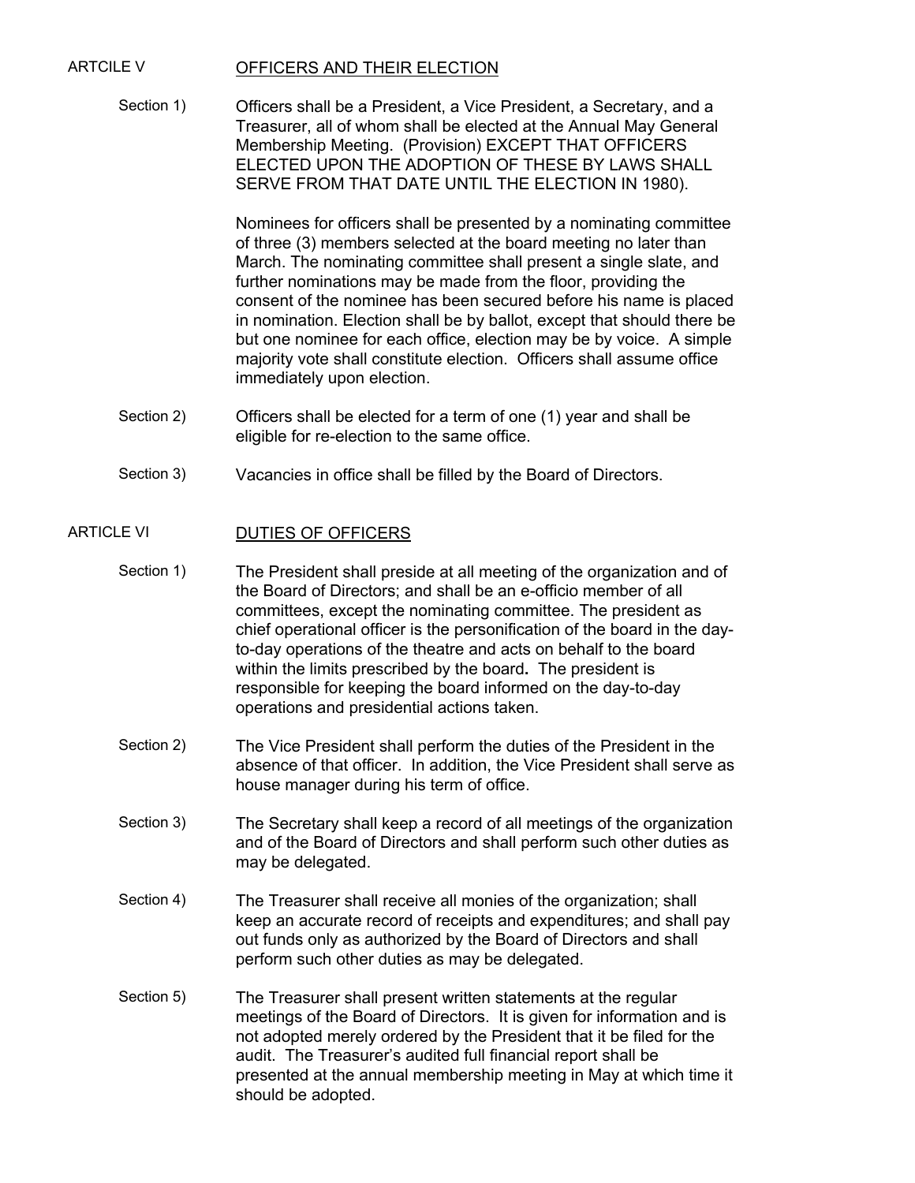## ARTCILE V OFFICERS AND THEIR ELECTION

Section 1) Officers shall be a President, a Vice President, a Secretary, and a Treasurer, all of whom shall be elected at the Annual May General Membership Meeting. (Provision) EXCEPT THAT OFFICERS ELECTED UPON THE ADOPTION OF THESE BY LAWS SHALL SERVE FROM THAT DATE UNTIL THE ELECTION IN 1980).

Nominees for officers shall be presented by a nominating committee of three (3) members selected at the board meeting no later than March. The nominating committee shall present a single slate, and further nominations may be made from the floor, providing the consent of the nominee has been secured before his name is placed in nomination. Election shall be by ballot, except that should there be but one nominee for each office, election may be by voice. A simple majority vote shall constitute election. Officers shall assume office immediately upon election.

Section 2) Officers shall be elected for a term of one (1) year and shall be eligible for re-election to the same office.

Section 3) Vacancies in office shall be filled by the Board of Directors.

## ARTICLE VI DUTIES OF OFFICERS

Section 1) The President shall preside at all meeting of the organization and of the Board of Directors; and shall be an e-officio member of all committees, except the nominating committee. The president as chief operational officer is the personification of the board in the day-to-day operations of the theatre and acts on behalf to the board within the limits prescribed by the board**.** The president is responsible for keeping the board informed on the day-to-day operations and presidential actions taken.

Section 2) The Vice President shall perform the duties of the President in the absence of that officer. In addition, the Vice President shall serve as house manager during his term of office.

Section 3) The Secretary shall keep a record of all meetings of the organization and of the Board of Directors and shall perform such other duties as may be delegated.

Section 4) The Treasurer shall receive all monies of the organization; shall keep an accurate record of receipts and expenditures; and shall pay out funds only as authorized by the Board of Directors and shall perform such other duties as may be delegated.

Section 5) The Treasurer shall present written statements at the regular meetings of the Board of Directors. It is given for information and is not adopted merely ordered by the President that it be filed for the audit. The Treasurer's audited full financial report shall be presented at the annual membership meeting in May at which time it should be adopted.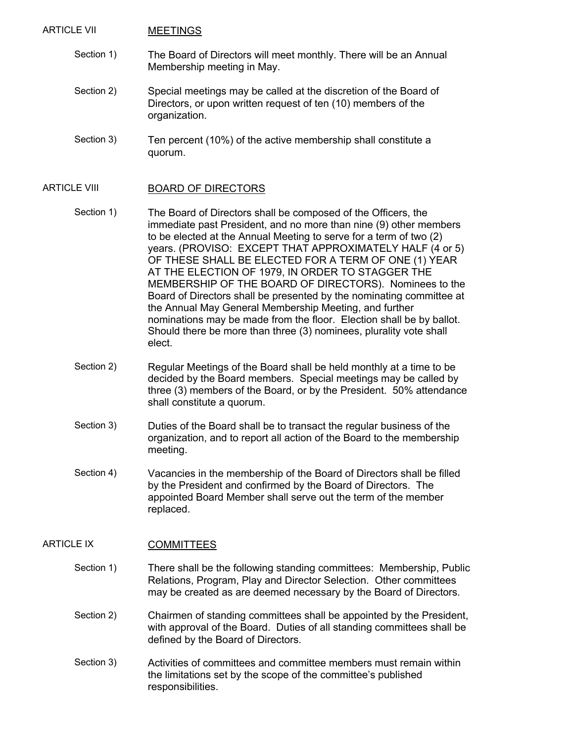## ARTICLE VII MEETINGS

Section 1) The Board of Directors will meet monthly. There will be an Annual Membership meeting in May.

Section 2) Special meetings may be called at the discretion of the Board of Directors, or upon written request of ten (10) members of the organization.

Section 3) Ten percent (10%) of the active membership shall constitute a quorum.

## ARTICLE VIII BOARD OF DIRECTORS

Section 1) The Board of Directors shall be composed of the Officers, the immediate past President, and no more than nine (9) other members to be elected at the Annual Meeting to serve for a term of two (2) years. (PROVISO: EXCEPT THAT APPROXIMATELY HALF (4 or 5) OF THESE SHALL BE ELECTED FOR A TERM OF ONE (1) YEAR AT THE ELECTION OF 1979, IN ORDER TO STAGGER THE MEMBERSHIP OF THE BOARD OF DIRECTORS). Nominees to the Board of Directors shall be presented by the nominating committee at the Annual May General Membership Meeting, and further nominations may be made from the floor. Election shall be by ballot. Should there be more than three (3) nominees, plurality vote shall elect.

Section 2) Regular Meetings of the Board shall be held monthly at a time to be decided by the Board members. Special meetings may be called by three (3) members of the Board, or by the President. 50% attendance shall constitute a quorum.

Section 3) Duties of the Board shall be to transact the regular business of the organization, and to report all action of the Board to the membership meeting.

Section 4) Vacancies in the membership of the Board of Directors shall be filled by the President and confirmed by the Board of Directors. The appointed Board Member shall serve out the term of the member replaced.

## ARTICLE IX COMMITTEES

Section 1) There shall be the following standing committees: Membership, Public Relations, Program, Play and Director Selection. Other committees may be created as are deemed necessary by the Board of Directors.

Section 2) Chairmen of standing committees shall be appointed by the President, with approval of the Board. Duties of all standing committees shall be defined by the Board of Directors.

Section 3) Activities of committees and committee members must remain within the limitations set by the scope of the committee's published responsibilities.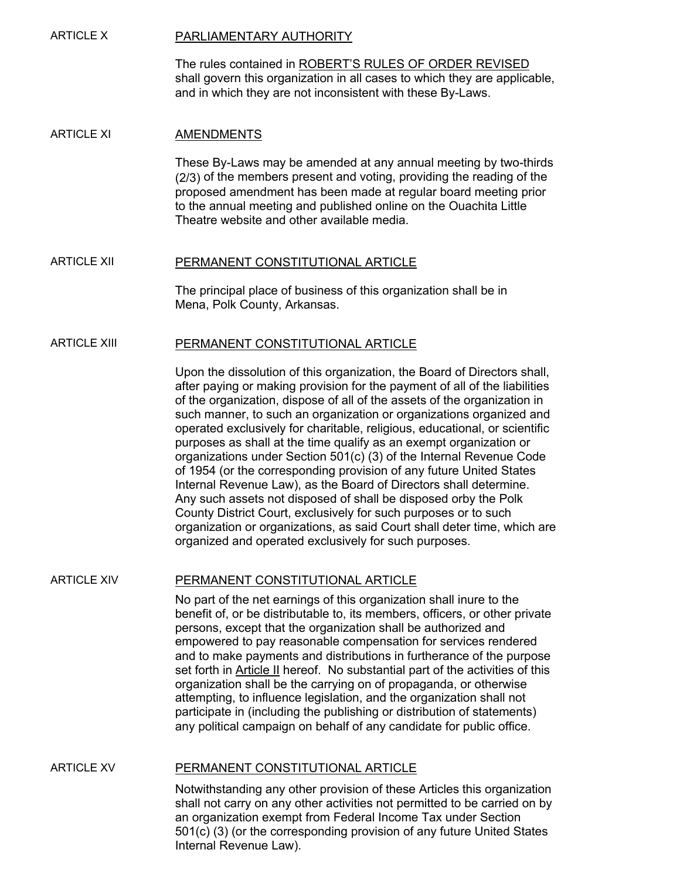## ARTICLE X PARLIAMENTARY AUTHORITY

The rules contained in ROBERT'S RULES OF ORDER REVISED shall govern this organization in all cases to which they are applicable, and in which they are not inconsistent with these By-Laws.

## ARTICLE XI AMENDMENTS

These By-Laws may be amended at any annual meeting by two-thirds (2/3) of the members present and voting, providing the reading of the proposed amendment has been made at regular board meeting prior to the annual meeting and published online on the Ouachita Little Theatre website and other available media.

## ARTICLE XII PERMANENT CONSTITUTIONAL ARTICLE

The principal place of business of this organization shall be in Mena, Polk County, Arkansas.

## ARTICLE XIII PERMANENT CONSTITUTIONAL ARTICLE

Upon the dissolution of this organization, the Board of Directors shall, after paying or making provision for the payment of all of the liabilities of the organization, dispose of all of the assets of the organization in such manner, to such an organization or organizations organized and operated exclusively for charitable, religious, educational, or scientific purposes as shall at the time qualify as an exempt organization or organizations under Section 501(c) (3) of the Internal Revenue Code of 1954 (or the corresponding provision of any future United States Internal Revenue Law), as the Board of Directors shall determine. Any such assets not disposed of shall be disposed orby the Polk County District Court, exclusively for such purposes or to such organization or organizations, as said Court shall deter time, which are organized and operated exclusively for such purposes.

## ARTICLE XIV PERMANENT CONSTITUTIONAL ARTICLE

No part of the net earnings of this organization shall inure to the benefit of, or be distributable to, its members, officers, or other private persons, except that the organization shall be authorized and empowered to pay reasonable compensation for services rendered and to make payments and distributions in furtherance of the purpose set forth in Article II hereof. No substantial part of the activities of this organization shall be the carrying on of propaganda, or otherwise attempting, to influence legislation, and the organization shall not participate in (including the publishing or distribution of statements) any political campaign on behalf of any candidate for public office.

## ARTICLE XV PERMANENT CONSTITUTIONAL ARTICLE

Notwithstanding any other provision of these Articles this organization shall not carry on any other activities not permitted to be carried on by an organization exempt from Federal Income Tax under Section 501(c) (3) (or the corresponding provision of any future United States Internal Revenue Law).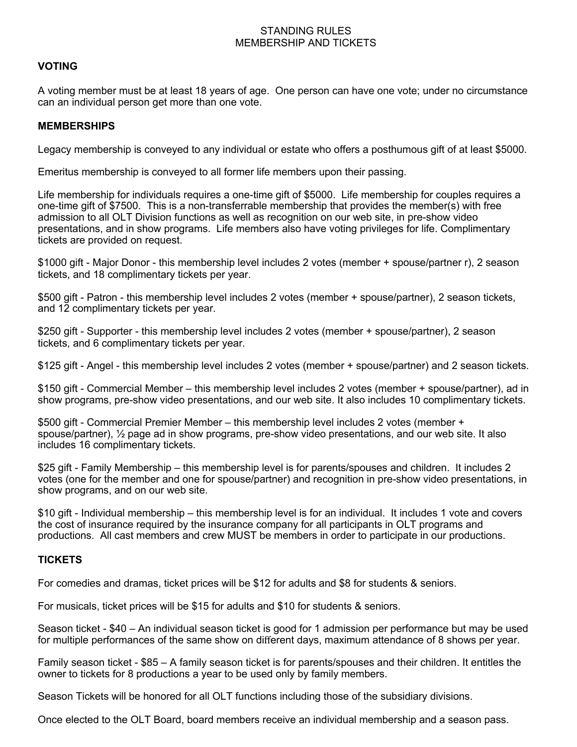# STANDING RULES
## MEMBERSHIP AND TICKETS

### VOTING

A voting member must be at least 18 years of age. One person can have one vote; under no circumstance can an individual person get more than one vote.

### MEMBERSHIPS

Legacy membership is conveyed to any individual or estate who offers a posthumous gift of at least $5000.

Emeritus membership is conveyed to all former life members upon their passing.

Life membership for individuals requires a one-time gift of $5000. Life membership for couples requires a one-time gift of $7500. This is a non-transferrable membership that provides the member(s) with free admission to all OLT Division functions as well as recognition on our web site, in pre-show video presentations, and in show programs. Life members also have voting privileges for life. Complimentary tickets are provided on request.

$1000 gift - Major Donor - this membership level includes 2 votes (member + spouse/partner r), 2 season tickets, and 18 complimentary tickets per year.

$500 gift - Patron - this membership level includes 2 votes (member + spouse/partner), 2 season tickets, and 12 complimentary tickets per year.

$250 gift - Supporter - this membership level includes 2 votes (member + spouse/partner), 2 season tickets, and 6 complimentary tickets per year.

$125 gift - Angel - this membership level includes 2 votes (member + spouse/partner) and 2 season tickets.

$150 gift - Commercial Member – this membership level includes 2 votes (member + spouse/partner), ad in show programs, pre-show video presentations, and our web site. It also includes 10 complimentary tickets.

$500 gift - Commercial Premier Member – this membership level includes 2 votes (member + spouse/partner), ½ page ad in show programs, pre-show video presentations, and our web site. It also includes 16 complimentary tickets.

$25 gift - Family Membership – this membership level is for parents/spouses and children. It includes 2 votes (one for the member and one for spouse/partner) and recognition in pre-show video presentations, in show programs, and on our web site.

$10 gift - Individual membership – this membership level is for an individual. It includes 1 vote and covers the cost of insurance required by the insurance company for all participants in OLT programs and productions. All cast members and crew MUST be members in order to participate in our productions.

### TICKETS

For comedies and dramas, ticket prices will be $12 for adults and $8 for students & seniors.

For musicals, ticket prices will be $15 for adults and $10 for students & seniors.

Season ticket - $40 – An individual season ticket is good for 1 admission per performance but may be used for multiple performances of the same show on different days, maximum attendance of 8 shows per year.

Family season ticket - $85 – A family season ticket is for parents/spouses and their children. It entitles the owner to tickets for 8 productions a year to be used only by family members.

Season Tickets will be honored for all OLT functions including those of the subsidiary divisions.

Once elected to the OLT Board, board members receive an individual membership and a season pass.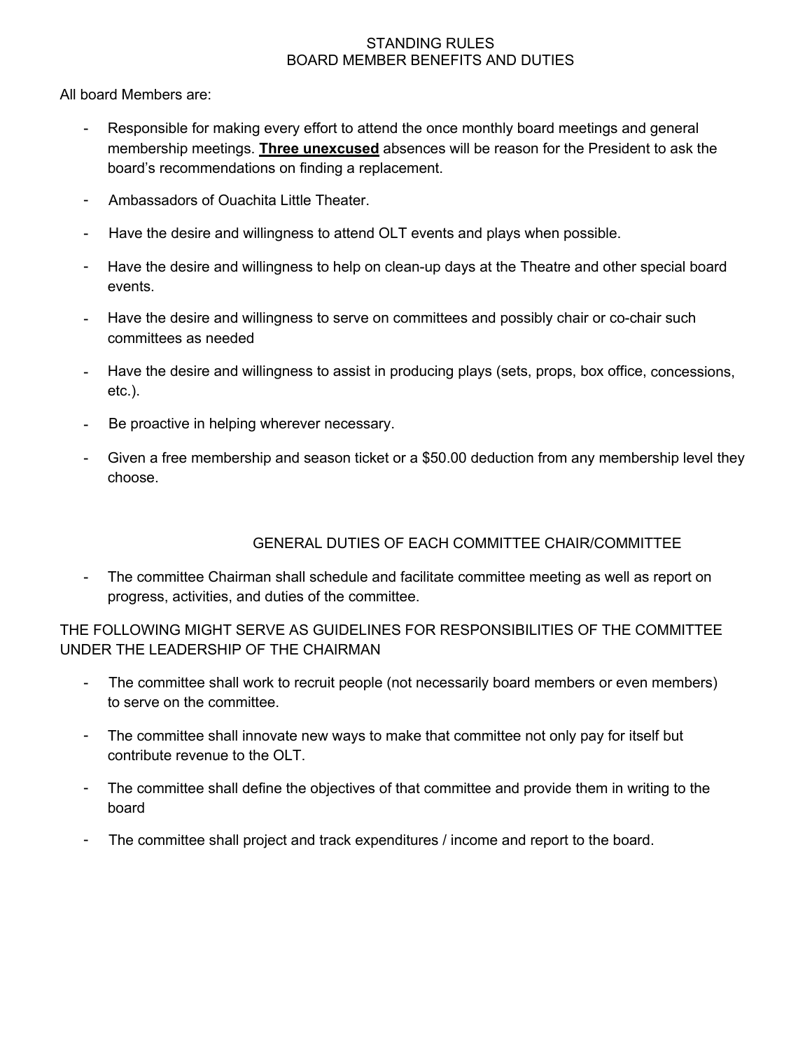# STANDING RULES
## BOARD MEMBER BENEFITS AND DUTIES

All board Members are:

- Responsible for making every effort to attend the once monthly board meetings and general membership meetings. **<u>Three unexcused</u>** absences will be reason for the President to ask the board's recommendations on finding a replacement.
- Ambassadors of Ouachita Little Theater.
- Have the desire and willingness to attend OLT events and plays when possible.
- Have the desire and willingness to help on clean-up days at the Theatre and other special board events.
- Have the desire and willingness to serve on committees and possibly chair or co-chair such committees as needed
- Have the desire and willingness to assist in producing plays (sets, props, box office, concessions, etc.).
- Be proactive in helping wherever necessary.
- Given a free membership and season ticket or a $50.00 deduction from any membership level they choose.

## GENERAL DUTIES OF EACH COMMITTEE CHAIR/COMMITTEE

- The committee Chairman shall schedule and facilitate committee meeting as well as report on progress, activities, and duties of the committee.

THE FOLLOWING MIGHT SERVE AS GUIDELINES FOR RESPONSIBILITIES OF THE COMMITTEE UNDER THE LEADERSHIP OF THE CHAIRMAN

- The committee shall work to recruit people (not necessarily board members or even members) to serve on the committee.
- The committee shall innovate new ways to make that committee not only pay for itself but contribute revenue to the OLT.
- The committee shall define the objectives of that committee and provide them in writing to the board
- The committee shall project and track expenditures / income and report to the board.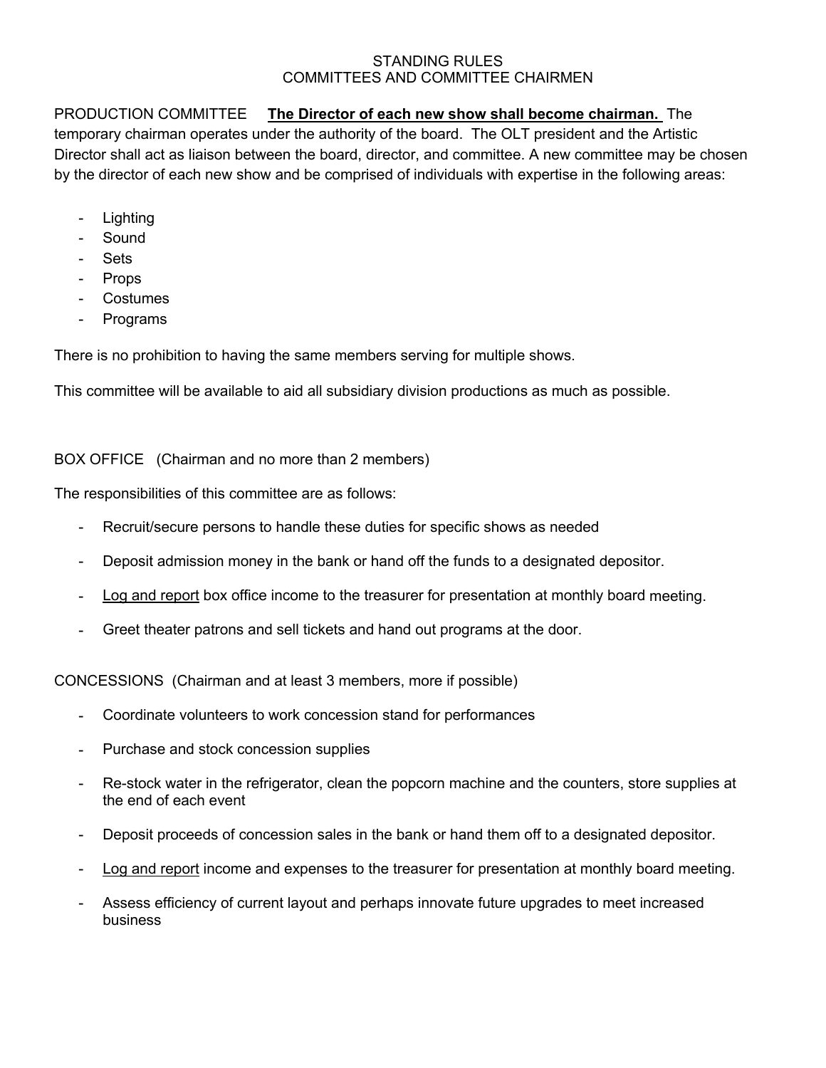# STANDING RULES
## COMMITTEES AND COMMITTEE CHAIRMEN

PRODUCTION COMMITTEE **The Director of each new show shall become chairman.** The temporary chairman operates under the authority of the board. The OLT president and the Artistic Director shall act as liaison between the board, director, and committee. A new committee may be chosen by the director of each new show and be comprised of individuals with expertise in the following areas:

- Lighting
- Sound
- Sets
- Props
- Costumes
- Programs

There is no prohibition to having the same members serving for multiple shows.

This committee will be available to aid all subsidiary division productions as much as possible.

BOX OFFICE (Chairman and no more than 2 members)

The responsibilities of this committee are as follows:

- Recruit/secure persons to handle these duties for specific shows as needed
- Deposit admission money in the bank or hand off the funds to a designated depositor.
- Log and report box office income to the treasurer for presentation at monthly board meeting.
- Greet theater patrons and sell tickets and hand out programs at the door.

CONCESSIONS (Chairman and at least 3 members, more if possible)

- Coordinate volunteers to work concession stand for performances
- Purchase and stock concession supplies
- Re-stock water in the refrigerator, clean the popcorn machine and the counters, store supplies at the end of each event
- Deposit proceeds of concession sales in the bank or hand them off to a designated depositor.
- Log and report income and expenses to the treasurer for presentation at monthly board meeting.
- Assess efficiency of current layout and perhaps innovate future upgrades to meet increased business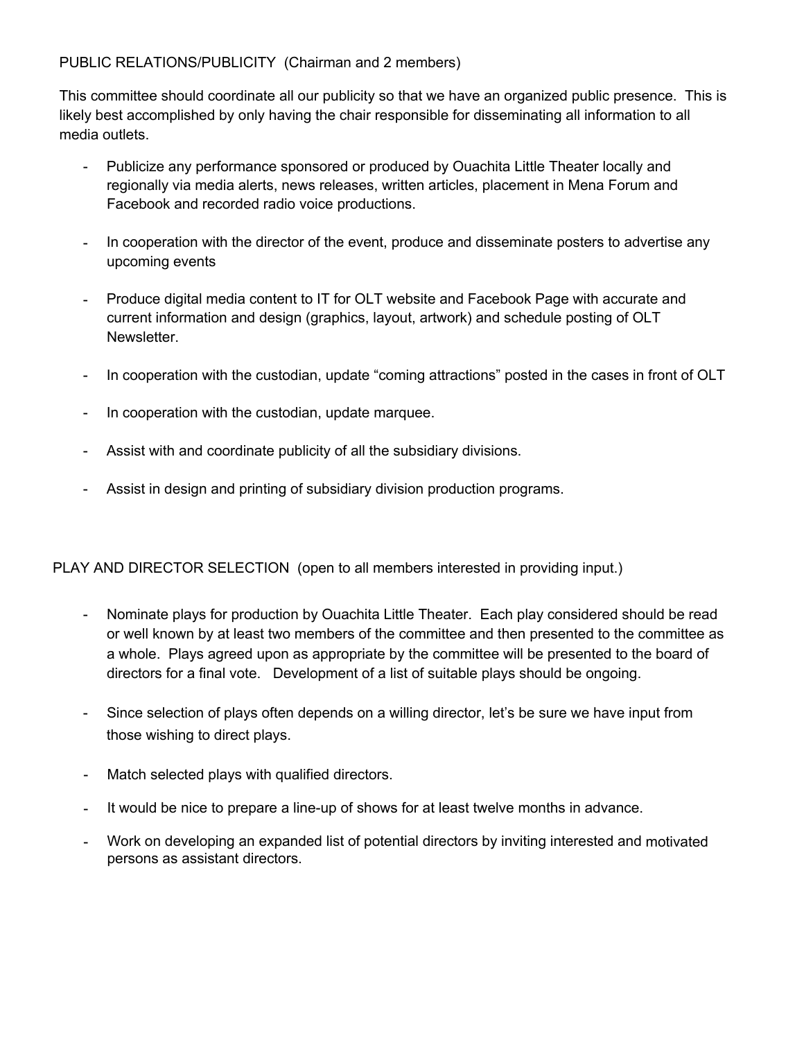## PUBLIC RELATIONS/PUBLICITY (Chairman and 2 members)

This committee should coordinate all our publicity so that we have an organized public presence. This is likely best accomplished by only having the chair responsible for disseminating all information to all media outlets.

- Publicize any performance sponsored or produced by Ouachita Little Theater locally and regionally via media alerts, news releases, written articles, placement in Mena Forum and Facebook and recorded radio voice productions.
- In cooperation with the director of the event, produce and disseminate posters to advertise any upcoming events
- Produce digital media content to IT for OLT website and Facebook Page with accurate and current information and design (graphics, layout, artwork) and schedule posting of OLT Newsletter.
- In cooperation with the custodian, update "coming attractions" posted in the cases in front of OLT
- In cooperation with the custodian, update marquee.
- Assist with and coordinate publicity of all the subsidiary divisions.
- Assist in design and printing of subsidiary division production programs.

## PLAY AND DIRECTOR SELECTION (open to all members interested in providing input.)

- Nominate plays for production by Ouachita Little Theater. Each play considered should be read or well known by at least two members of the committee and then presented to the committee as a whole. Plays agreed upon as appropriate by the committee will be presented to the board of directors for a final vote. Development of a list of suitable plays should be ongoing.
- Since selection of plays often depends on a willing director, let's be sure we have input from those wishing to direct plays.
- Match selected plays with qualified directors.
- It would be nice to prepare a line-up of shows for at least twelve months in advance.
- Work on developing an expanded list of potential directors by inviting interested and motivated persons as assistant directors.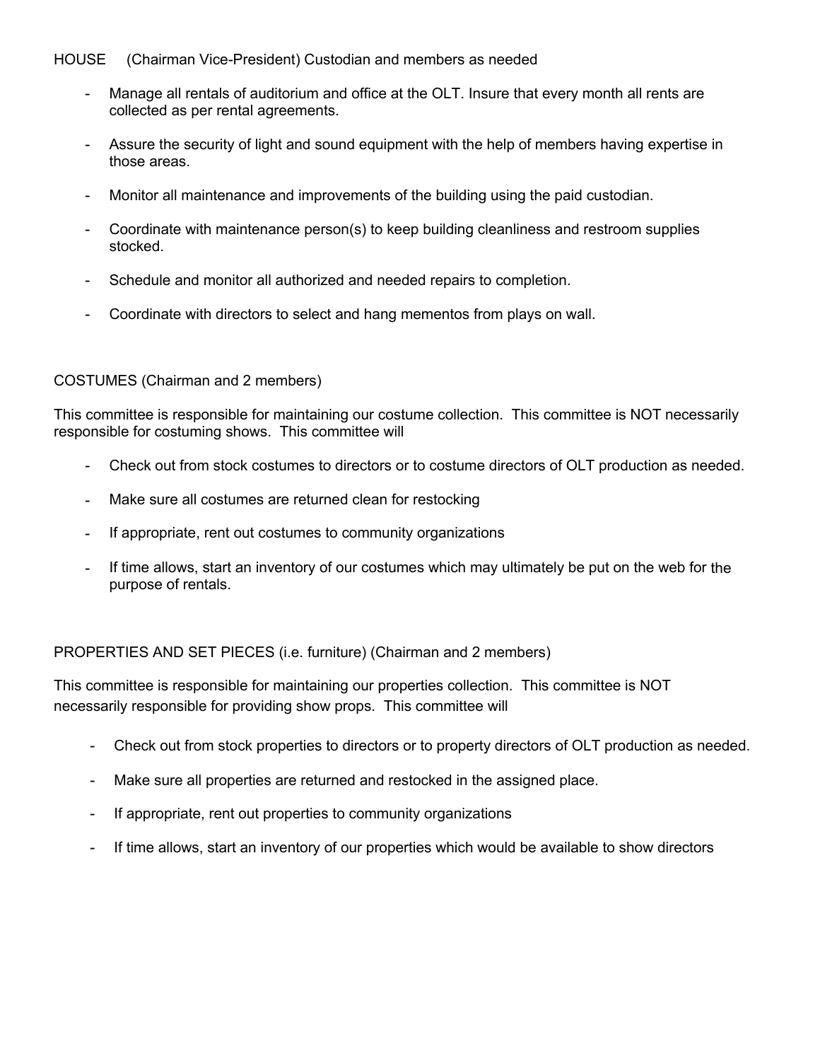HOUSE (Chairman Vice-President) Custodian and members as needed

- Manage all rentals of auditorium and office at the OLT. Insure that every month all rents are collected as per rental agreements.
- Assure the security of light and sound equipment with the help of members having expertise in those areas.
- Monitor all maintenance and improvements of the building using the paid custodian.
- Coordinate with maintenance person(s) to keep building cleanliness and restroom supplies stocked.
- Schedule and monitor all authorized and needed repairs to completion.
- Coordinate with directors to select and hang mementos from plays on wall.

COSTUMES (Chairman and 2 members)

This committee is responsible for maintaining our costume collection. This committee is NOT necessarily responsible for costuming shows. This committee will

- Check out from stock costumes to directors or to costume directors of OLT production as needed.
- Make sure all costumes are returned clean for restocking
- If appropriate, rent out costumes to community organizations
- If time allows, start an inventory of our costumes which may ultimately be put on the web for the purpose of rentals.

PROPERTIES AND SET PIECES (i.e. furniture) (Chairman and 2 members)

This committee is responsible for maintaining our properties collection. This committee is NOT necessarily responsible for providing show props. This committee will

- Check out from stock properties to directors or to property directors of OLT production as needed.
- Make sure all properties are returned and restocked in the assigned place.
- If appropriate, rent out properties to community organizations
- If time allows, start an inventory of our properties which would be available to show directors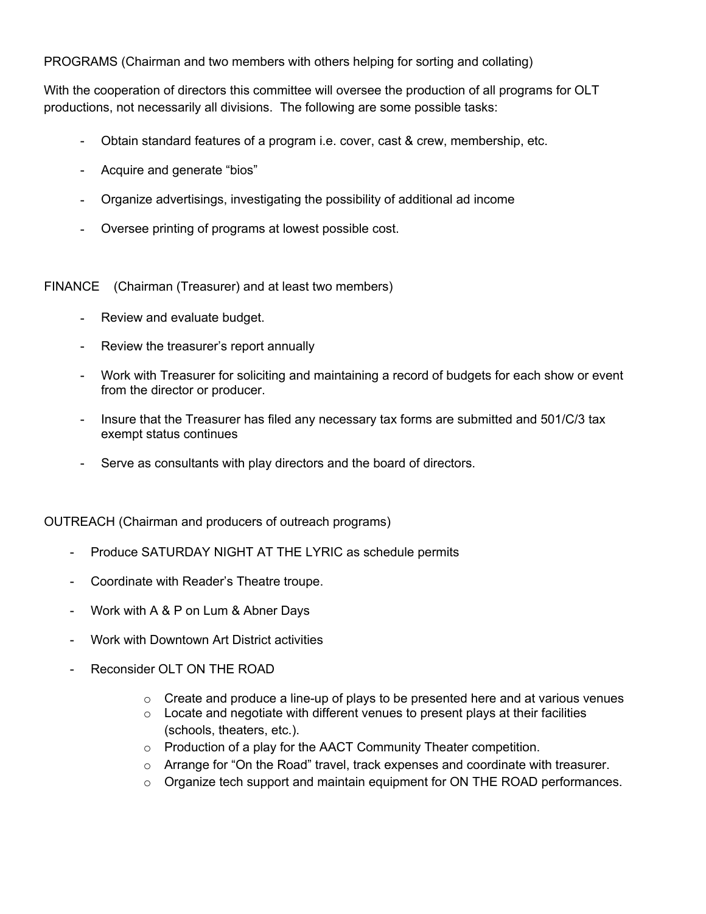PROGRAMS (Chairman and two members with others helping for sorting and collating)

With the cooperation of directors this committee will oversee the production of all programs for OLT productions, not necessarily all divisions.  The following are some possible tasks:

- Obtain standard features of a program i.e. cover, cast & crew, membership, etc.
- Acquire and generate "bios"
- Organize advertisings, investigating the possibility of additional ad income
- Oversee printing of programs at lowest possible cost.

FINANCE    (Chairman (Treasurer) and at least two members)

- Review and evaluate budget.
- Review the treasurer's report annually
- Work with Treasurer for soliciting and maintaining a record of budgets for each show or event from the director or producer.
- Insure that the Treasurer has filed any necessary tax forms are submitted and 501/C/3 tax exempt status continues
- Serve as consultants with play directors and the board of directors.

OUTREACH (Chairman and producers of outreach programs)

- Produce SATURDAY NIGHT AT THE LYRIC as schedule permits
- Coordinate with Reader's Theatre troupe.
- Work with A & P on Lum & Abner Days
- Work with Downtown Art District activities
- Reconsider OLT ON THE ROAD
    - Create and produce a line-up of plays to be presented here and at various venues
    - Locate and negotiate with different venues to present plays at their facilities (schools, theaters, etc.).
    - Production of a play for the AACT Community Theater competition.
    - Arrange for "On the Road" travel, track expenses and coordinate with treasurer.
    - Organize tech support and maintain equipment for ON THE ROAD performances.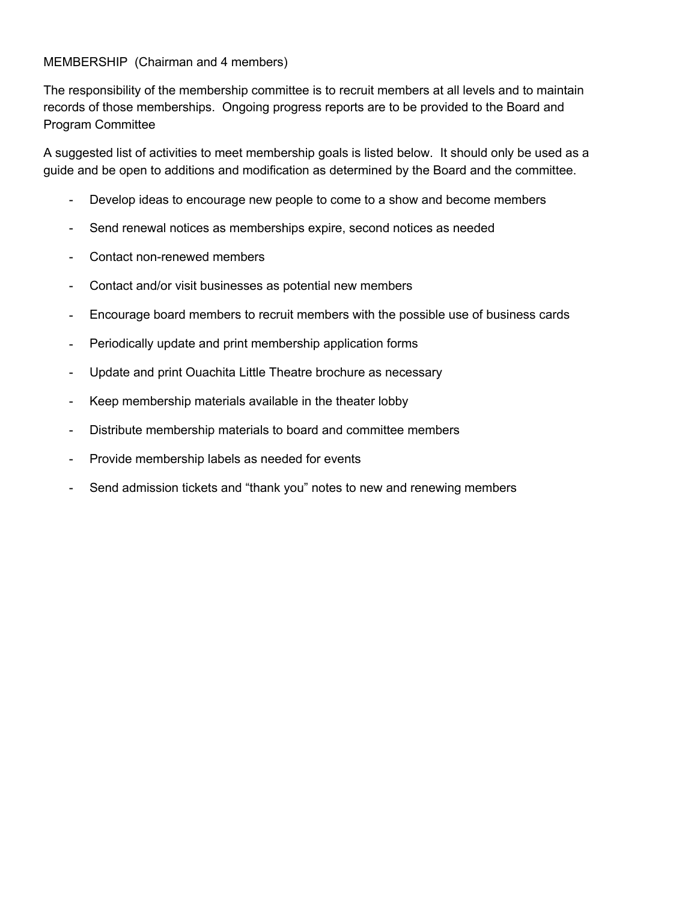MEMBERSHIP  (Chairman and 4 members)

The responsibility of the membership committee is to recruit members at all levels and to maintain records of those memberships.  Ongoing progress reports are to be provided to the Board and Program Committee

A suggested list of activities to meet membership goals is listed below.  It should only be used as a guide and be open to additions and modification as determined by the Board and the committee.

- Develop ideas to encourage new people to come to a show and become members
- Send renewal notices as memberships expire, second notices as needed
- Contact non-renewed members
- Contact and/or visit businesses as potential new members
- Encourage board members to recruit members with the possible use of business cards
- Periodically update and print membership application forms
- Update and print Ouachita Little Theatre brochure as necessary
- Keep membership materials available in the theater lobby
- Distribute membership materials to board and committee members
- Provide membership labels as needed for events
- Send admission tickets and “thank you” notes to new and renewing members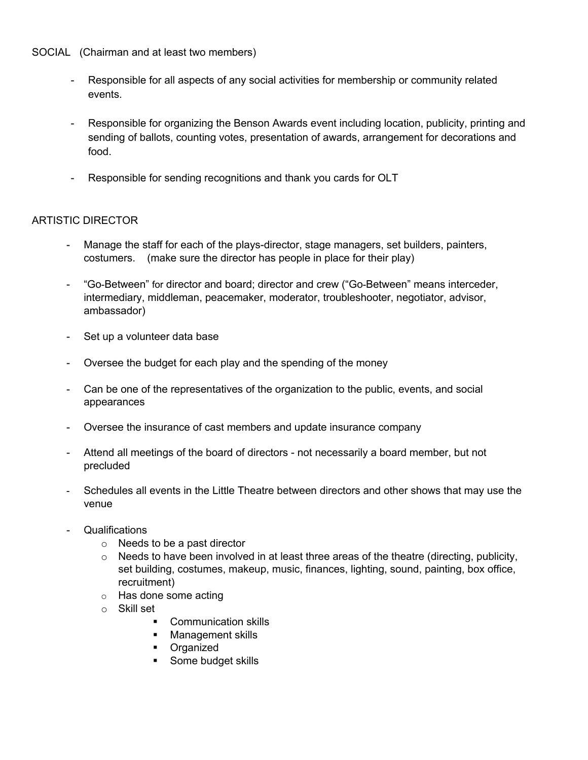SOCIAL (Chairman and at least two members)

- Responsible for all aspects of any social activities for membership or community related events.

- Responsible for organizing the Benson Awards event including location, publicity, printing and sending of ballots, counting votes, presentation of awards, arrangement for decorations and food.

- Responsible for sending recognitions and thank you cards for OLT

ARTISTIC DIRECTOR

- Manage the staff for each of the plays-director, stage managers, set builders, painters, costumers. (make sure the director has people in place for their play)

- "Go-Between" for director and board; director and crew ("Go-Between" means interceder, intermediary, middleman, peacemaker, moderator, troubleshooter, negotiator, advisor, ambassador)

- Set up a volunteer data base

- Oversee the budget for each play and the spending of the money

- Can be one of the representatives of the organization to the public, events, and social appearances

- Oversee the insurance of cast members and update insurance company

- Attend all meetings of the board of directors - not necessarily a board member, but not precluded

- Schedules all events in the Little Theatre between directors and other shows that may use the venue

- Qualifications
    - Needs to be a past director
    - Needs to have been involved in at least three areas of the theatre (directing, publicity, set building, costumes, makeup, music, finances, lighting, sound, painting, box office, recruitment)
    - Has done some acting
    - Skill set
        - Communication skills
        - Management skills
        - Organized
        - Some budget skills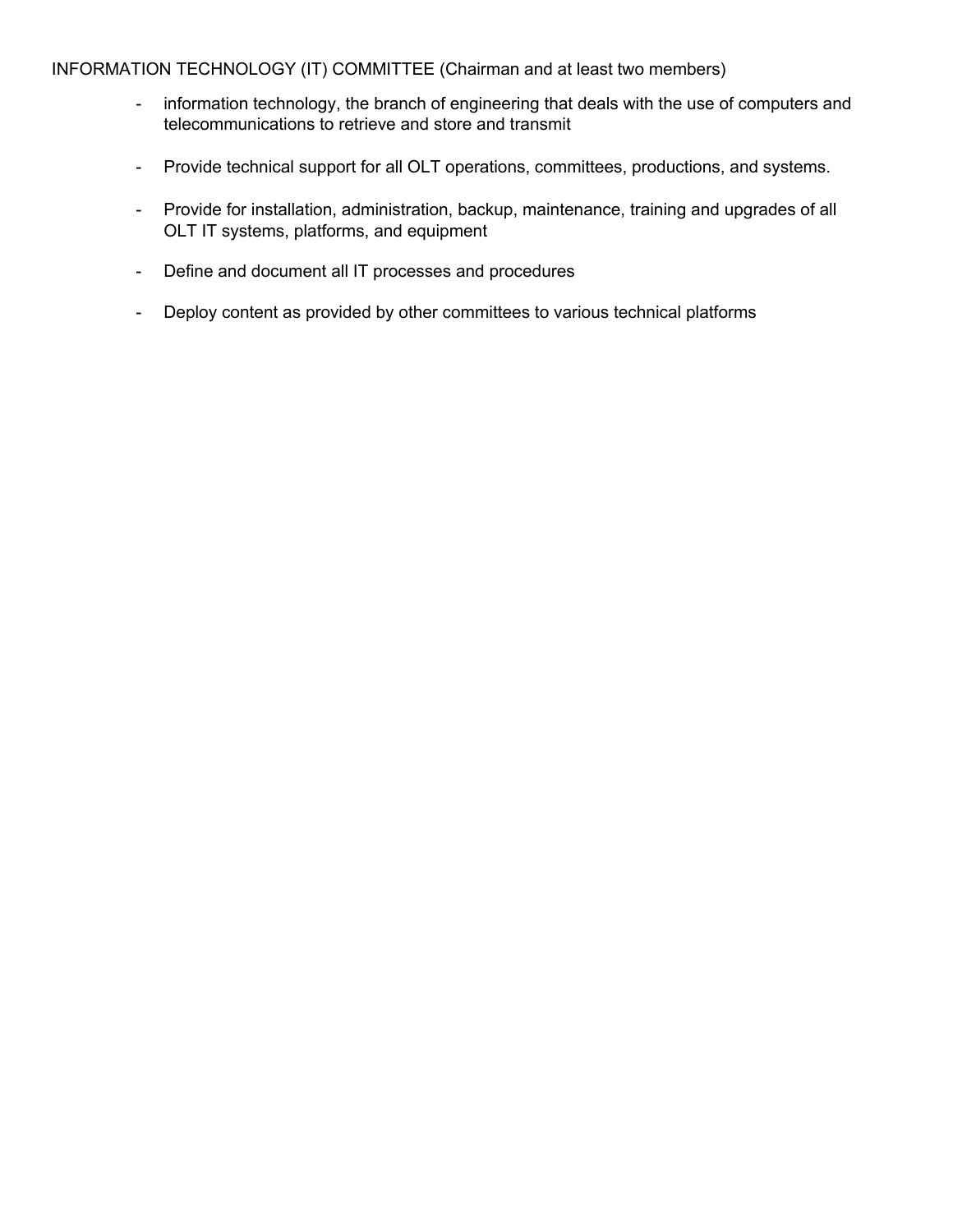INFORMATION TECHNOLOGY (IT) COMMITTEE (Chairman and at least two members)

- information technology, the branch of engineering that deals with the use of computers and telecommunications to retrieve and store and transmit

- Provide technical support for all OLT operations, committees, productions, and systems.

- Provide for installation, administration, backup, maintenance, training and upgrades of all OLT IT systems, platforms, and equipment

- Define and document all IT processes and procedures

- Deploy content as provided by other committees to various technical platforms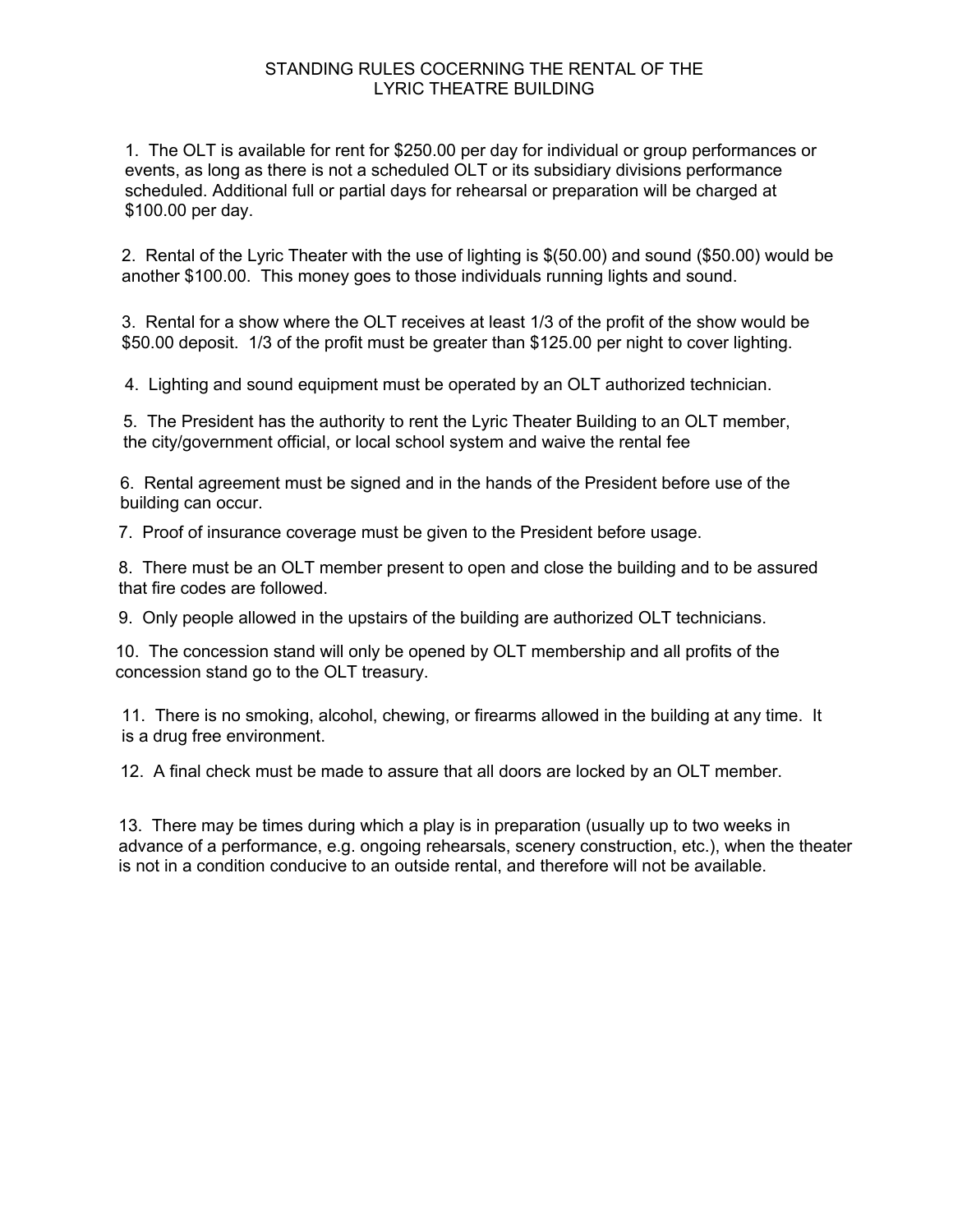# STANDING RULES COCERNING THE RENTAL OF THE LYRIC THEATRE BUILDING

1. The OLT is available for rent for $250.00 per day for individual or group performances or events, as long as there is not a scheduled OLT or its subsidiary divisions performance scheduled. Additional full or partial days for rehearsal or preparation will be charged at $100.00 per day.

2. Rental of the Lyric Theater with the use of lighting is $(50.00) and sound ($50.00) would be another $100.00. This money goes to those individuals running lights and sound.

3. Rental for a show where the OLT receives at least 1/3 of the profit of the show would be $50.00 deposit. 1/3 of the profit must be greater than $125.00 per night to cover lighting.

4. Lighting and sound equipment must be operated by an OLT authorized technician.

5. The President has the authority to rent the Lyric Theater Building to an OLT member, the city/government official, or local school system and waive the rental fee

6. Rental agreement must be signed and in the hands of the President before use of the building can occur.

7. Proof of insurance coverage must be given to the President before usage.

8. There must be an OLT member present to open and close the building and to be assured that fire codes are followed.

9. Only people allowed in the upstairs of the building are authorized OLT technicians.

10. The concession stand will only be opened by OLT membership and all profits of the concession stand go to the OLT treasury.

11. There is no smoking, alcohol, chewing, or firearms allowed in the building at any time. It is a drug free environment.

12. A final check must be made to assure that all doors are locked by an OLT member.

13. There may be times during which a play is in preparation (usually up to two weeks in advance of a performance, e.g. ongoing rehearsals, scenery construction, etc.), when the theater is not in a condition conducive to an outside rental, and therefore will not be available.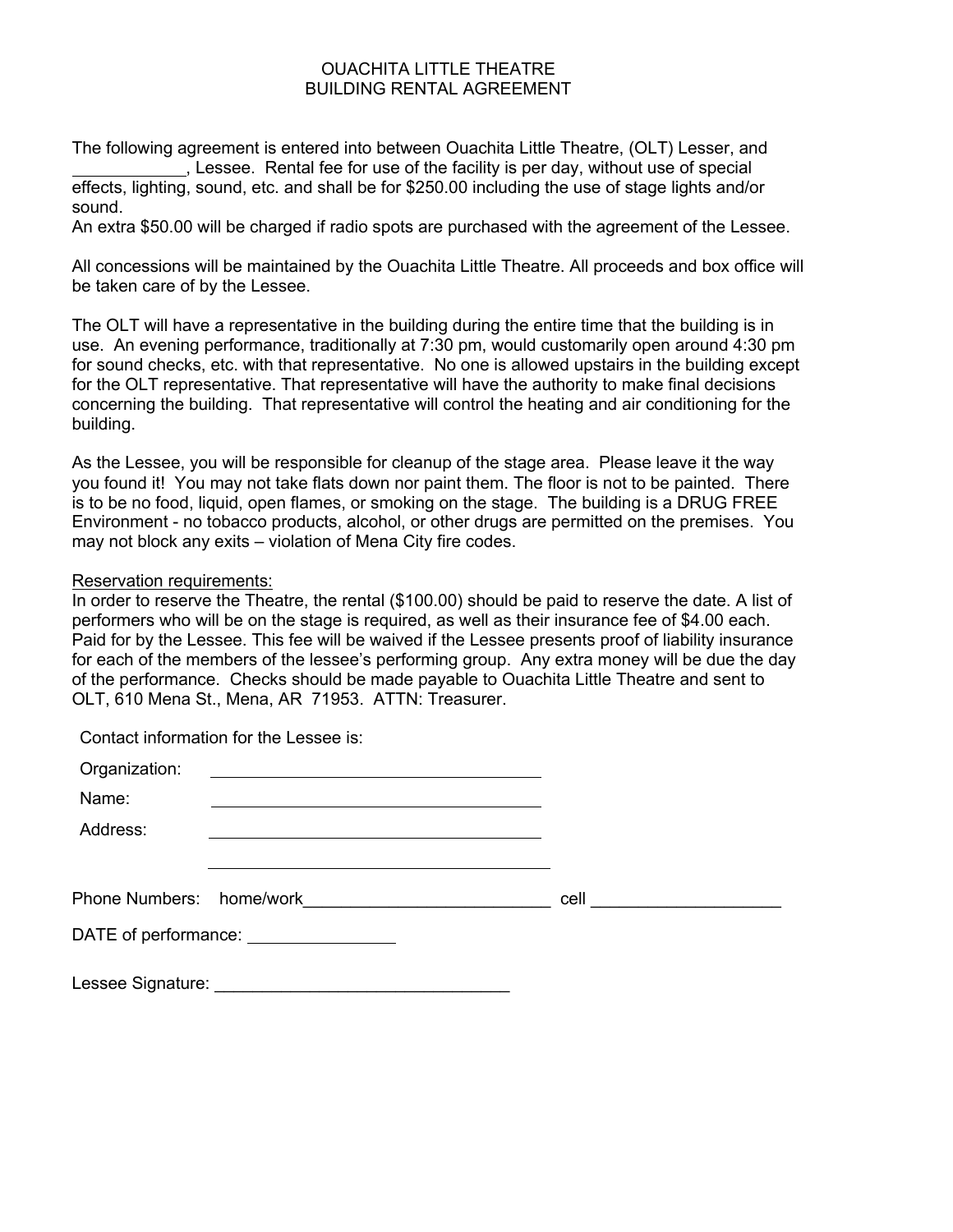# OUACHITA LITTLE THEATRE
## BUILDING RENTAL AGREEMENT

The following agreement is entered into between Ouachita Little Theatre, (OLT) Lesser, and ____________, Lessee. Rental fee for use of the facility is per day, without use of special effects, lighting, sound, etc. and shall be for $250.00 including the use of stage lights and/or sound.
An extra $50.00 will be charged if radio spots are purchased with the agreement of the Lessee.

All concessions will be maintained by the Ouachita Little Theatre. All proceeds and box office will be taken care of by the Lessee.

The OLT will have a representative in the building during the entire time that the building is in use. An evening performance, traditionally at 7:30 pm, would customarily open around 4:30 pm for sound checks, etc. with that representative. No one is allowed upstairs in the building except for the OLT representative. That representative will have the authority to make final decisions concerning the building. That representative will control the heating and air conditioning for the building.

As the Lessee, you will be responsible for cleanup of the stage area. Please leave it the way you found it! You may not take flats down nor paint them. The floor is not to be painted. There is to be no food, liquid, open flames, or smoking on the stage. The building is a DRUG FREE Environment - no tobacco products, alcohol, or other drugs are permitted on the premises. You may not block any exits – violation of Mena City fire codes.

<u>Reservation requirements:</u>
In order to reserve the Theatre, the rental ($100.00) should be paid to reserve the date. A list of performers who will be on the stage is required, as well as their insurance fee of $4.00 each. Paid for by the Lessee. This fee will be waived if the Lessee presents proof of liability insurance for each of the members of the lessee's performing group. Any extra money will be due the day of the performance. Checks should be made payable to Ouachita Little Theatre and sent to OLT, 610 Mena St., Mena, AR 71953. ATTN: Treasurer.

Contact information for the Lessee is:

Organization: ____________________________________

Name: ____________________________________

Address: ____________________________________

____________________________________

Phone Numbers: home/work__________________________ cell ____________________

DATE of performance: ________________

Lessee Signature: ________________________________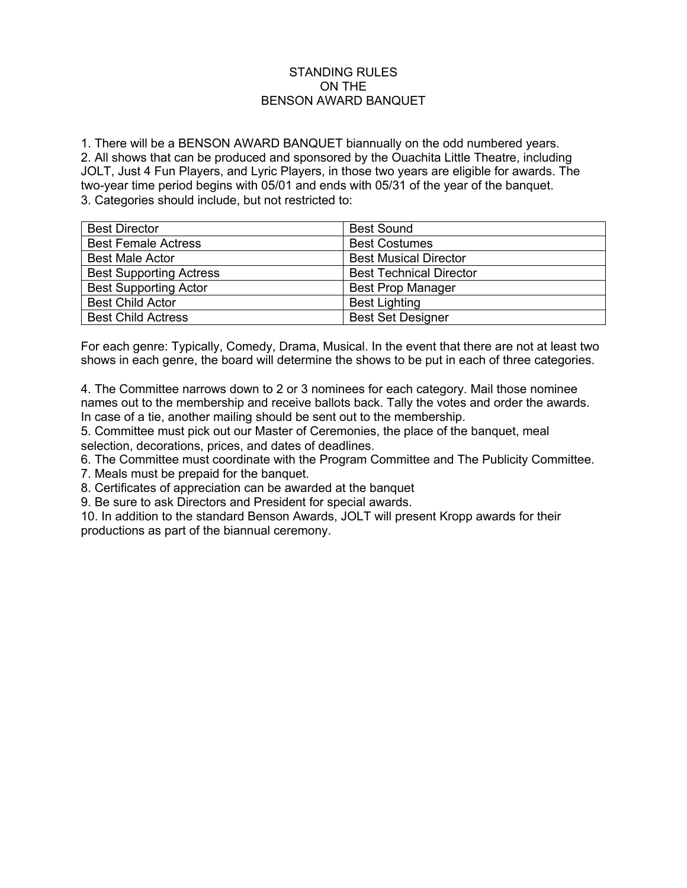# STANDING RULES ON THE BENSON AWARD BANQUET

1. There will be a BENSON AWARD BANQUET biannually on the odd numbered years.
2. All shows that can be produced and sponsored by the Ouachita Little Theatre, including JOLT, Just 4 Fun Players, and Lyric Players, in those two years are eligible for awards. The two-year time period begins with 05/01 and ends with 05/31 of the year of the banquet.
3. Categories should include, but not restricted to:

| | |
|---|---|
| Best Director | Best Sound |
| Best Female Actress | Best Costumes |
| Best Male Actor | Best Musical Director |
| Best Supporting Actress | Best Technical Director |
| Best Supporting Actor | Best Prop Manager |
| Best Child Actor | Best Lighting |
| Best Child Actress | Best Set Designer |

For each genre: Typically, Comedy, Drama, Musical. In the event that there are not at least two shows in each genre, the board will determine the shows to be put in each of three categories.

4. The Committee narrows down to 2 or 3 nominees for each category. Mail those nominee names out to the membership and receive ballots back. Tally the votes and order the awards. In case of a tie, another mailing should be sent out to the membership.
5. Committee must pick out our Master of Ceremonies, the place of the banquet, meal selection, decorations, prices, and dates of deadlines.
6. The Committee must coordinate with the Program Committee and The Publicity Committee.
7. Meals must be prepaid for the banquet.
8. Certificates of appreciation can be awarded at the banquet
9. Be sure to ask Directors and President for special awards.
10. In addition to the standard Benson Awards, JOLT will present Kropp awards for their productions as part of the biannual ceremony.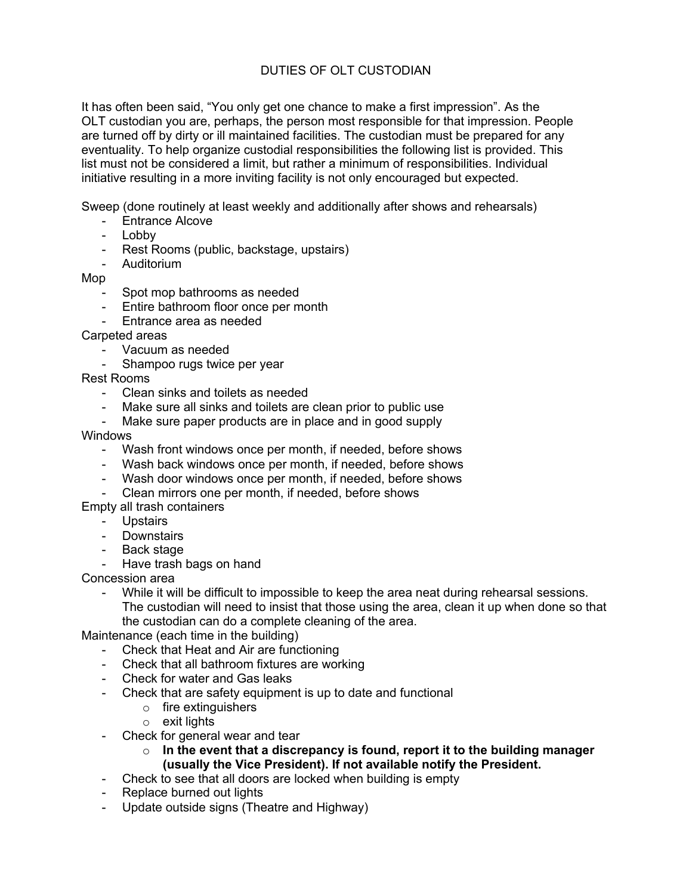# DUTIES OF OLT CUSTODIAN

It has often been said, "You only get one chance to make a first impression". As the OLT custodian you are, perhaps, the person most responsible for that impression. People are turned off by dirty or ill maintained facilities. The custodian must be prepared for any eventuality. To help organize custodial responsibilities the following list is provided. This list must not be considered a limit, but rather a minimum of responsibilities. Individual initiative resulting in a more inviting facility is not only encouraged but expected.

Sweep (done routinely at least weekly and additionally after shows and rehearsals)

- Entrance Alcove
- Lobby
- Rest Rooms (public, backstage, upstairs)
- Auditorium

Mop

- Spot mop bathrooms as needed
- Entire bathroom floor once per month
- Entrance area as needed

Carpeted areas

- Vacuum as needed
- Shampoo rugs twice per year

Rest Rooms

- Clean sinks and toilets as needed
- Make sure all sinks and toilets are clean prior to public use
- Make sure paper products are in place and in good supply

Windows

- Wash front windows once per month, if needed, before shows
- Wash back windows once per month, if needed, before shows
- Wash door windows once per month, if needed, before shows
- Clean mirrors one per month, if needed, before shows

Empty all trash containers

- Upstairs
- Downstairs
- Back stage
- Have trash bags on hand

Concession area

- While it will be difficult to impossible to keep the area neat during rehearsal sessions. The custodian will need to insist that those using the area, clean it up when done so that the custodian can do a complete cleaning of the area.

Maintenance (each time in the building)

- Check that Heat and Air are functioning
- Check that all bathroom fixtures are working
- Check for water and Gas leaks
- Check that are safety equipment is up to date and functional
    - fire extinguishers
    - exit lights
- Check for general wear and tear
    - **In the event that a discrepancy is found, report it to the building manager (usually the Vice President). If not available notify the President.**
- Check to see that all doors are locked when building is empty
- Replace burned out lights
- Update outside signs (Theatre and Highway)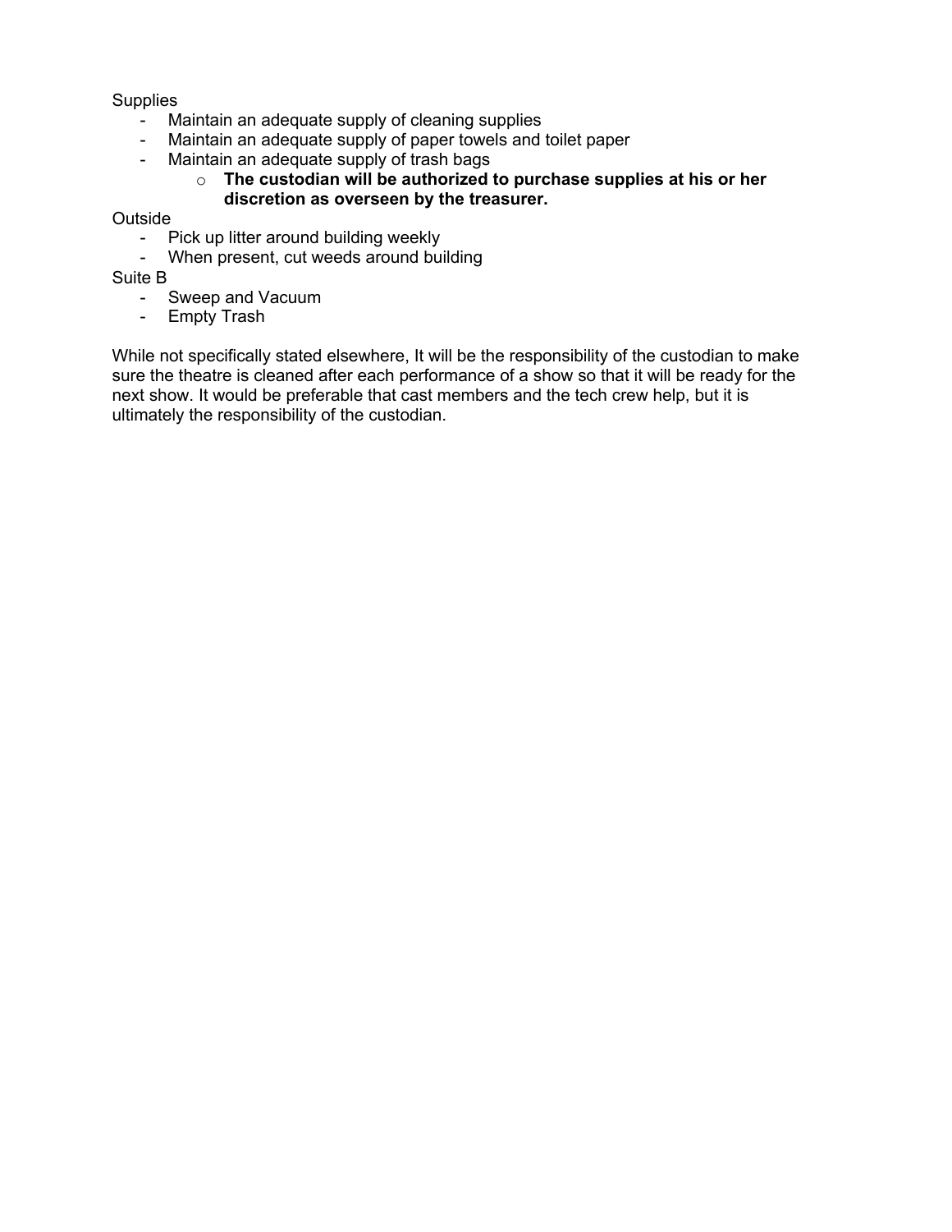Supplies

- Maintain an adequate supply of cleaning supplies
- Maintain an adequate supply of paper towels and toilet paper
- Maintain an adequate supply of trash bags
    - **The custodian will be authorized to purchase supplies at his or her discretion as overseen by the treasurer.**

Outside

- Pick up litter around building weekly
- When present, cut weeds around building

Suite B

- Sweep and Vacuum
- Empty Trash

While not specifically stated elsewhere, It will be the responsibility of the custodian to make sure the theatre is cleaned after each performance of a show so that it will be ready for the next show. It would be preferable that cast members and the tech crew help, but it is ultimately the responsibility of the custodian.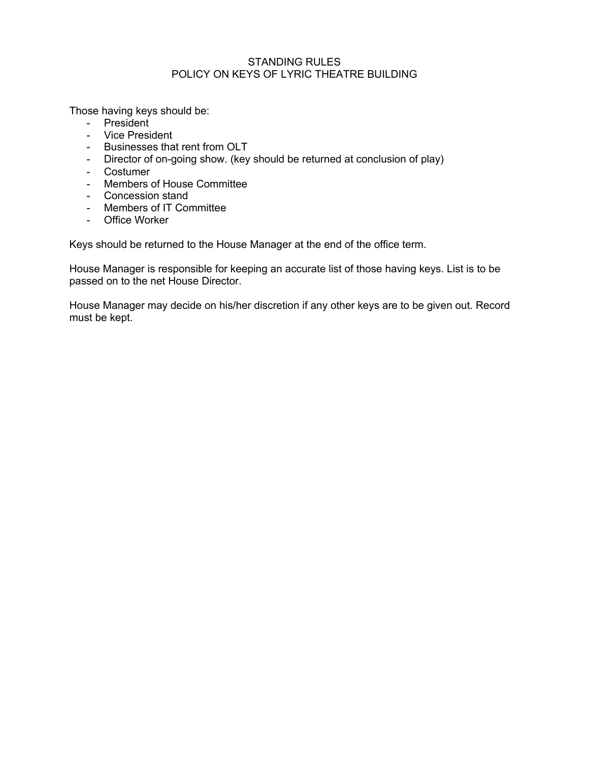# STANDING RULES
## POLICY ON KEYS OF LYRIC THEATRE BUILDING

Those having keys should be:

- President
- Vice President
- Businesses that rent from OLT
- Director of on-going show. (key should be returned at conclusion of play)
- Costumer
- Members of House Committee
- Concession stand
- Members of IT Committee
- Office Worker

Keys should be returned to the House Manager at the end of the office term.

House Manager is responsible for keeping an accurate list of those having keys. List is to be passed on to the net House Director.

House Manager may decide on his/her discretion if any other keys are to be given out. Record must be kept.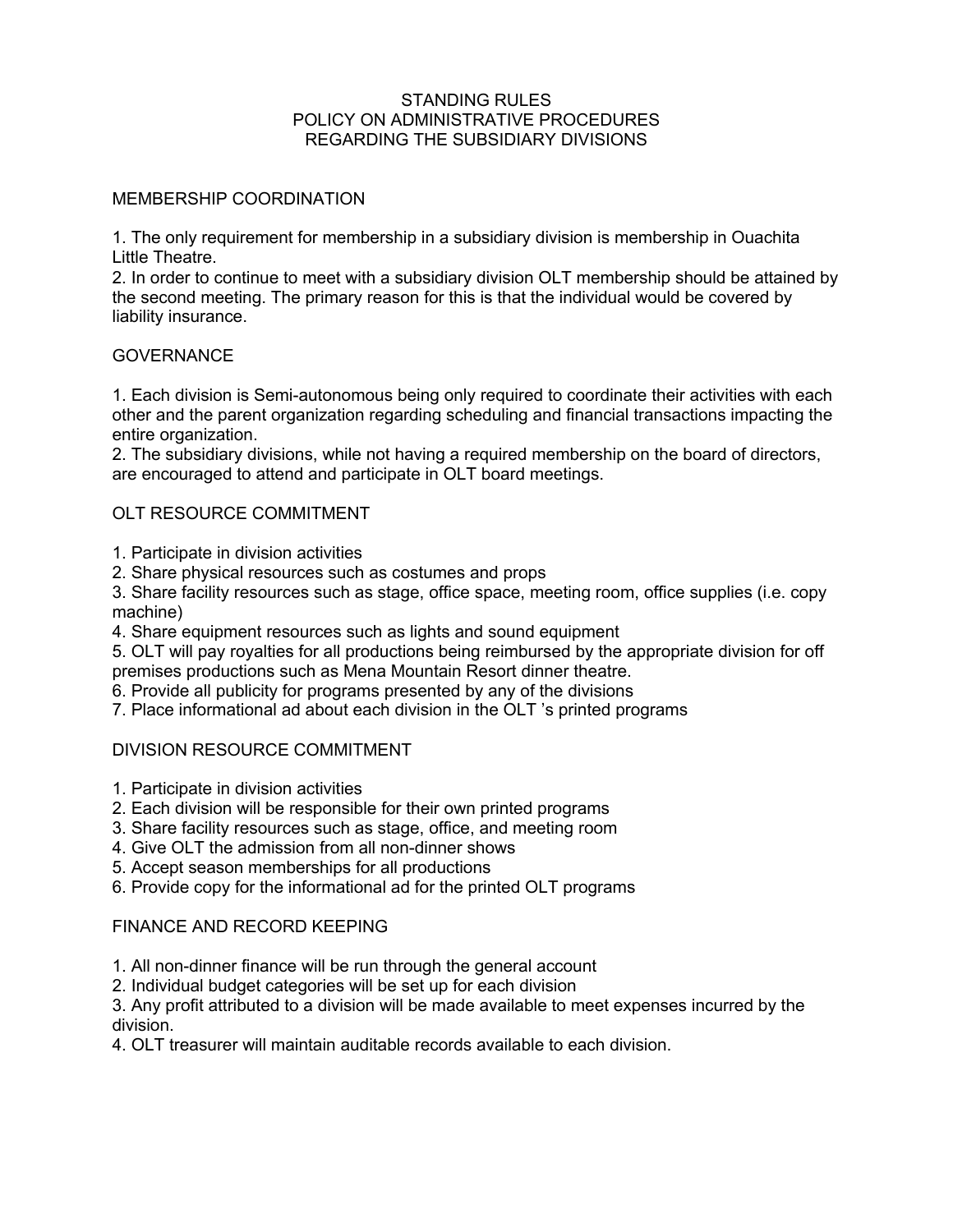# STANDING RULES
# POLICY ON ADMINISTRATIVE PROCEDURES
# REGARDING THE SUBSIDIARY DIVISIONS

## MEMBERSHIP COORDINATION

1. The only requirement for membership in a subsidiary division is membership in Ouachita Little Theatre.
2. In order to continue to meet with a subsidiary division OLT membership should be attained by the second meeting. The primary reason for this is that the individual would be covered by liability insurance.

## GOVERNANCE

1. Each division is Semi-autonomous being only required to coordinate their activities with each other and the parent organization regarding scheduling and financial transactions impacting the entire organization.
2. The subsidiary divisions, while not having a required membership on the board of directors, are encouraged to attend and participate in OLT board meetings.

## OLT RESOURCE COMMITMENT

1. Participate in division activities
2. Share physical resources such as costumes and props
3. Share facility resources such as stage, office space, meeting room, office supplies (i.e. copy machine)
4. Share equipment resources such as lights and sound equipment
5. OLT will pay royalties for all productions being reimbursed by the appropriate division for off premises productions such as Mena Mountain Resort dinner theatre.
6. Provide all publicity for programs presented by any of the divisions
7. Place informational ad about each division in the OLT 's printed programs

## DIVISION RESOURCE COMMITMENT

1. Participate in division activities
2. Each division will be responsible for their own printed programs
3. Share facility resources such as stage, office, and meeting room
4. Give OLT the admission from all non-dinner shows
5. Accept season memberships for all productions
6. Provide copy for the informational ad for the printed OLT programs

## FINANCE AND RECORD KEEPING

1. All non-dinner finance will be run through the general account
2. Individual budget categories will be set up for each division
3. Any profit attributed to a division will be made available to meet expenses incurred by the division.
4. OLT treasurer will maintain auditable records available to each division.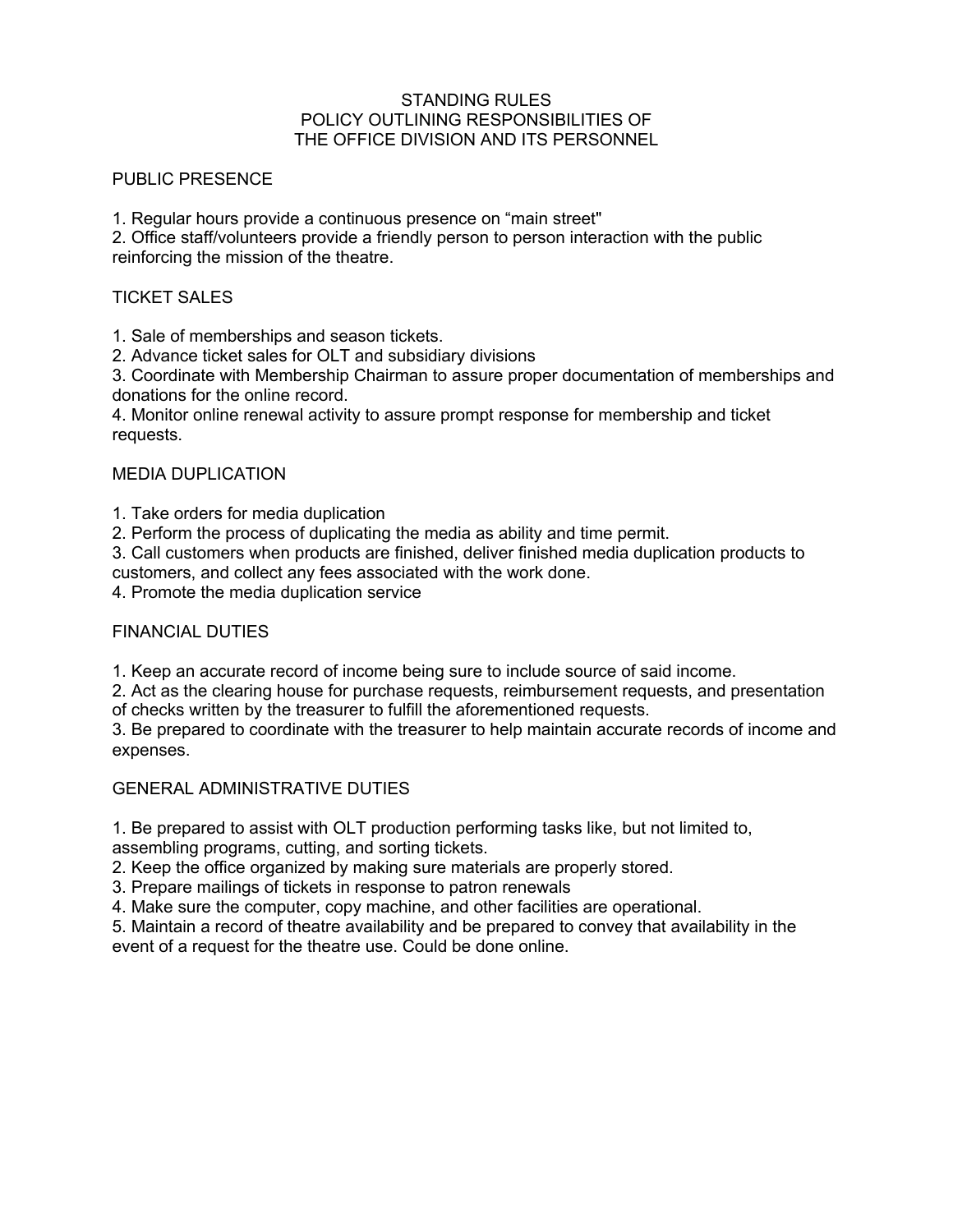# STANDING RULES
# POLICY OUTLINING RESPONSIBILITIES OF THE OFFICE DIVISION AND ITS PERSONNEL

## PUBLIC PRESENCE

1. Regular hours provide a continuous presence on “main street"
2. Office staff/volunteers provide a friendly person to person interaction with the public reinforcing the mission of the theatre.

## TICKET SALES

1. Sale of memberships and season tickets.
2. Advance ticket sales for OLT and subsidiary divisions
3. Coordinate with Membership Chairman to assure proper documentation of memberships and donations for the online record.
4. Monitor online renewal activity to assure prompt response for membership and ticket requests.

## MEDIA DUPLICATION

1. Take orders for media duplication
2. Perform the process of duplicating the media as ability and time permit.
3. Call customers when products are finished, deliver finished media duplication products to customers, and collect any fees associated with the work done.
4. Promote the media duplication service

## FINANCIAL DUTIES

1. Keep an accurate record of income being sure to include source of said income.
2. Act as the clearing house for purchase requests, reimbursement requests, and presentation of checks written by the treasurer to fulfill the aforementioned requests.
3. Be prepared to coordinate with the treasurer to help maintain accurate records of income and expenses.

## GENERAL ADMINISTRATIVE DUTIES

1. Be prepared to assist with OLT production performing tasks like, but not limited to, assembling programs, cutting, and sorting tickets.
2. Keep the office organized by making sure materials are properly stored.
3. Prepare mailings of tickets in response to patron renewals
4. Make sure the computer, copy machine, and other facilities are operational.
5. Maintain a record of theatre availability and be prepared to convey that availability in the event of a request for the theatre use. Could be done online.